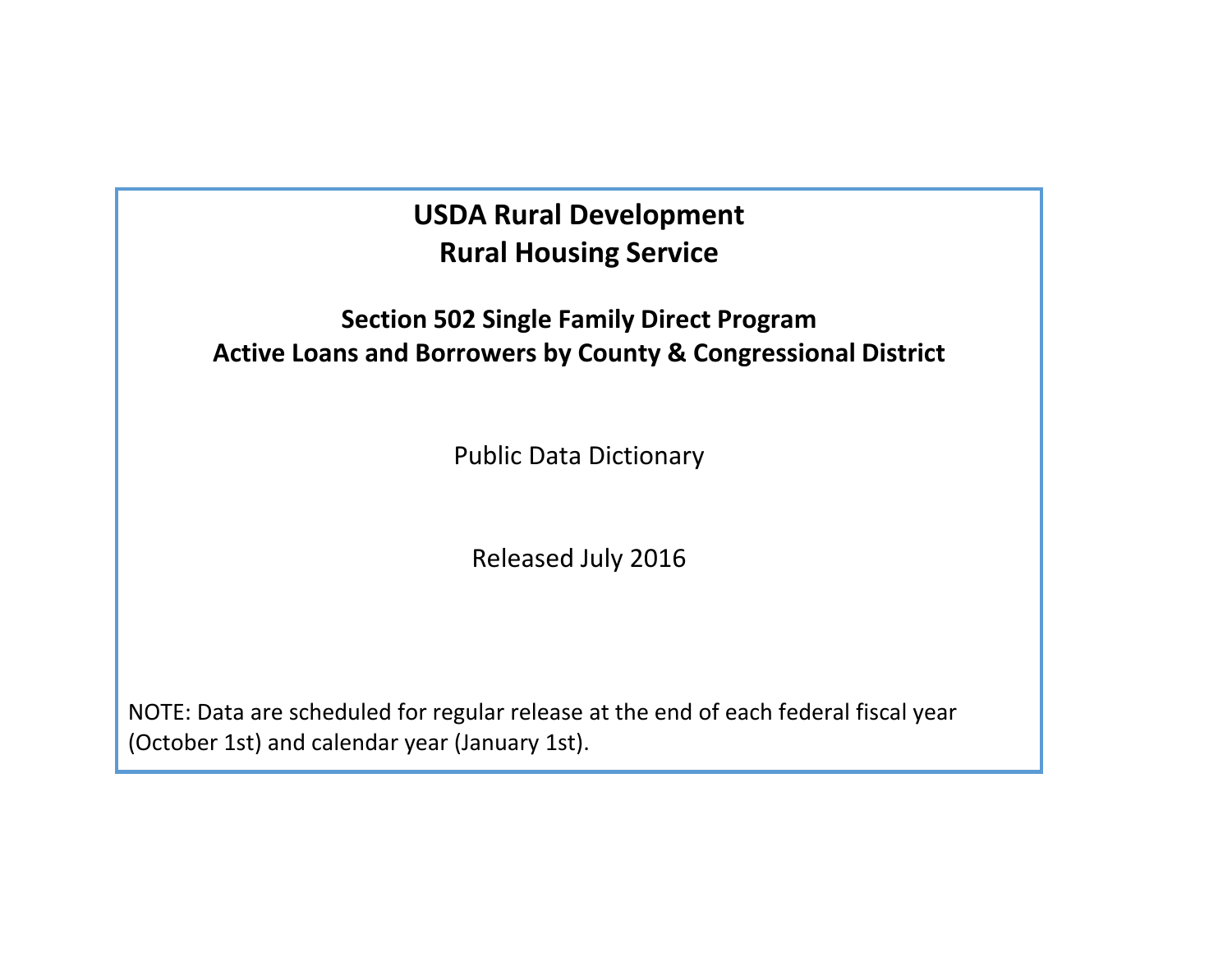# USDA Rural Development
# Rural Housing Service

## Section 502 Single Family Direct Program
## Active Loans and Borrowers by County & Congressional District

Public Data Dictionary

Released July 2016

NOTE: Data are scheduled for regular release at the end of each federal fiscal year (October 1st) and calendar year (January 1st).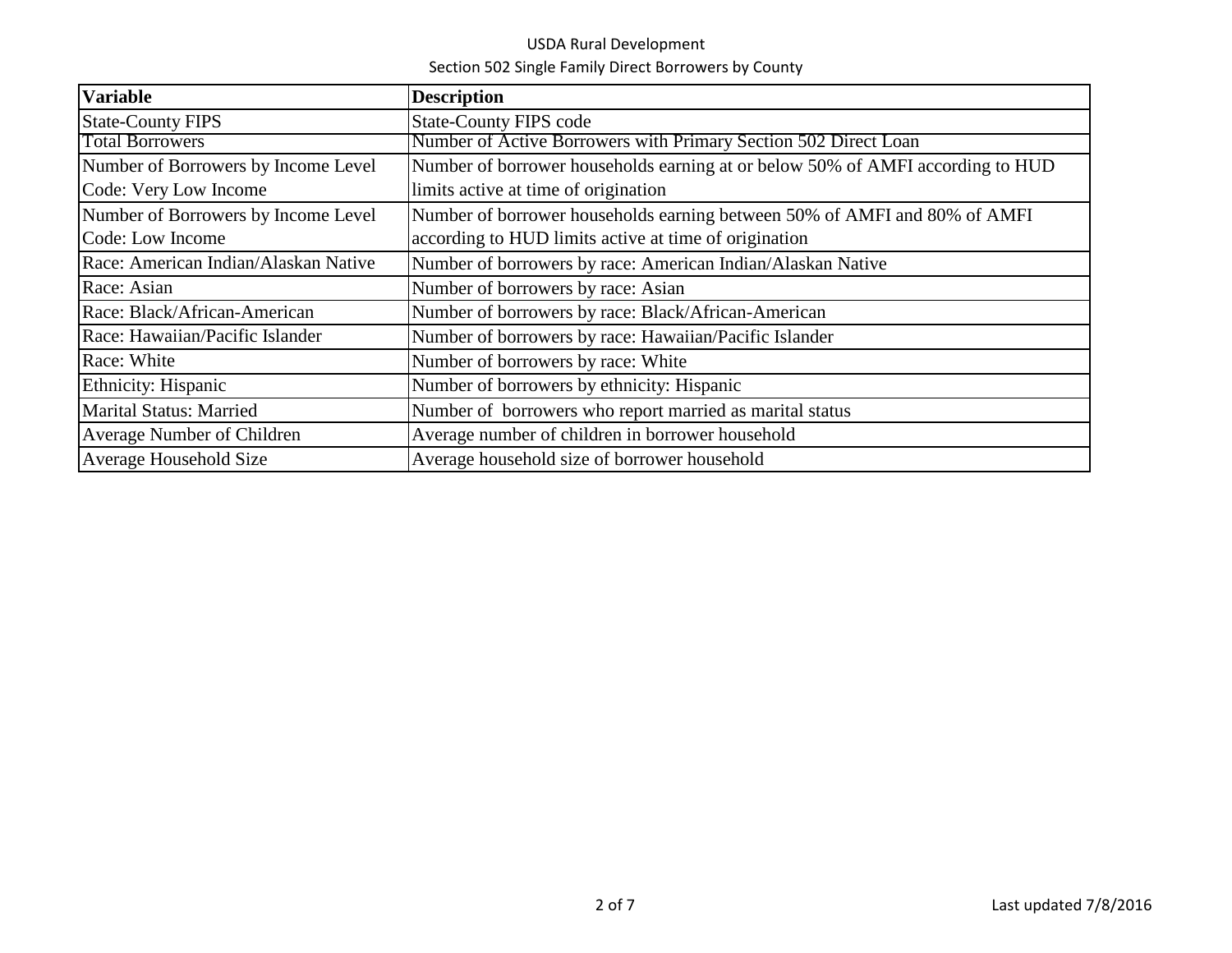USDA Rural Development

Section 502 Single Family Direct Borrowers by County

| Variable | Description |
|---|---|
| State-County FIPS | State-County FIPS code |
| Total Borrowers | Number of Active Borrowers with Primary Section 502 Direct Loan |
| Number of Borrowers by Income Level Code: Very Low Income | Number of borrower households earning at or below 50% of AMFI according to HUD limits active at time of origination |
| Number of Borrowers by Income Level Code: Low Income | Number of borrower households earning between 50% of AMFI and 80% of AMFI according to HUD limits active at time of origination |
| Race: American Indian/Alaskan Native | Number of borrowers by race: American Indian/Alaskan Native |
| Race: Asian | Number of borrowers by race: Asian |
| Race: Black/African-American | Number of borrowers by race: Black/African-American |
| Race: Hawaiian/Pacific Islander | Number of borrowers by race: Hawaiian/Pacific Islander |
| Race: White | Number of borrowers by race: White |
| Ethnicity: Hispanic | Number of borrowers by ethnicity: Hispanic |
| Marital Status: Married | Number of borrowers who report married as marital status |
| Average Number of Children | Average number of children in borrower household |
| Average Household Size | Average household size of borrower household |

Last updated 7/8/2016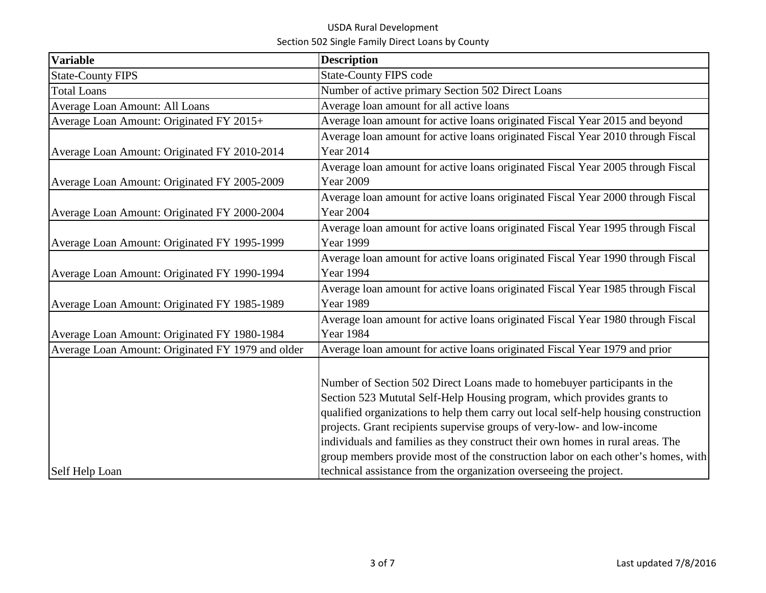| Variable | Description |
|---|---|
| State-County FIPS | State-County FIPS code |
| Total Loans | Number of active primary Section 502 Direct Loans |
| Average Loan Amount: All Loans | Average loan amount for all active loans |
| Average Loan Amount: Originated FY 2015+ | Average loan amount for active loans originated Fiscal Year 2015 and beyond |
| Average Loan Amount: Originated FY 2010-2014 | Average loan amount for active loans originated Fiscal Year 2010 through Fiscal Year 2014 |
| Average Loan Amount: Originated FY 2005-2009 | Average loan amount for active loans originated Fiscal Year 2005 through Fiscal Year 2009 |
| Average Loan Amount: Originated FY 2000-2004 | Average loan amount for active loans originated Fiscal Year 2000 through Fiscal Year 2004 |
| Average Loan Amount: Originated FY 1995-1999 | Average loan amount for active loans originated Fiscal Year 1995 through Fiscal Year 1999 |
| Average Loan Amount: Originated FY 1990-1994 | Average loan amount for active loans originated Fiscal Year 1990 through Fiscal Year 1994 |
| Average Loan Amount: Originated FY 1985-1989 | Average loan amount for active loans originated Fiscal Year 1985 through Fiscal Year 1989 |
| Average Loan Amount: Originated FY 1980-1984 | Average loan amount for active loans originated Fiscal Year 1980 through Fiscal Year 1984 |
| Average Loan Amount: Originated FY 1979 and older | Average loan amount for active loans originated Fiscal Year 1979 and prior |
| Self Help Loan | Number of Section 502 Direct Loans made to homebuyer participants in the Section 523 Mututal Self-Help Housing program, which provides grants to qualified organizations to help them carry out local self-help housing construction projects. Grant recipients supervise groups of very-low- and low-income individuals and families as they construct their own homes in rural areas. The group members provide most of the construction labor on each other's homes, with technical assistance from the organization overseeing the project. |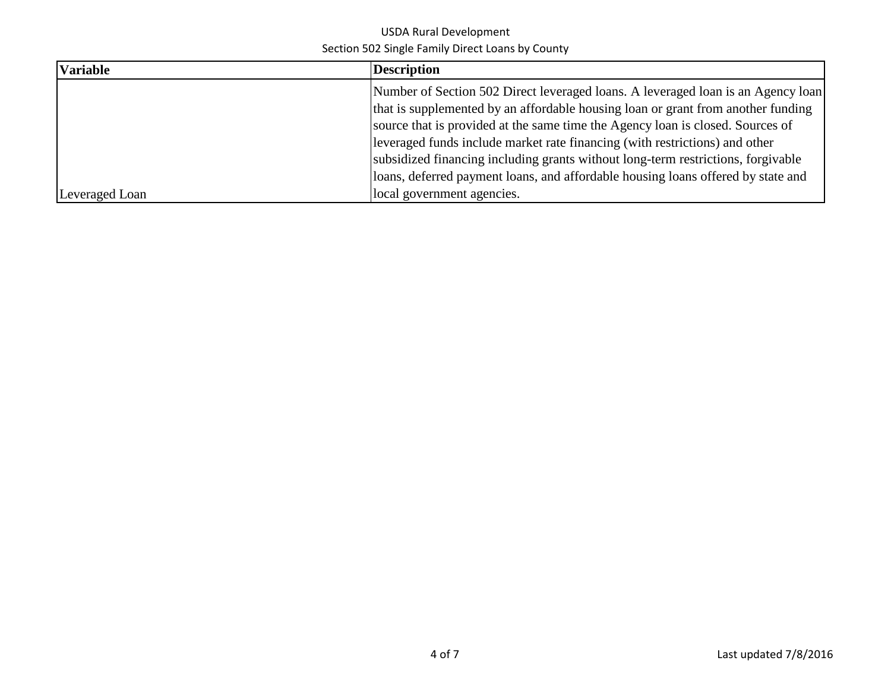| Variable | Description |
| --- | --- |
| Leveraged Loan | Number of Section 502 Direct leveraged loans. A leveraged loan is an Agency loan that is supplemented by an affordable housing loan or grant from another funding source that is provided at the same time the Agency loan is closed. Sources of leveraged funds include market rate financing (with restrictions) and other subsidized financing including grants without long-term restrictions, forgivable loans, deferred payment loans, and affordable housing loans offered by state and local government agencies. |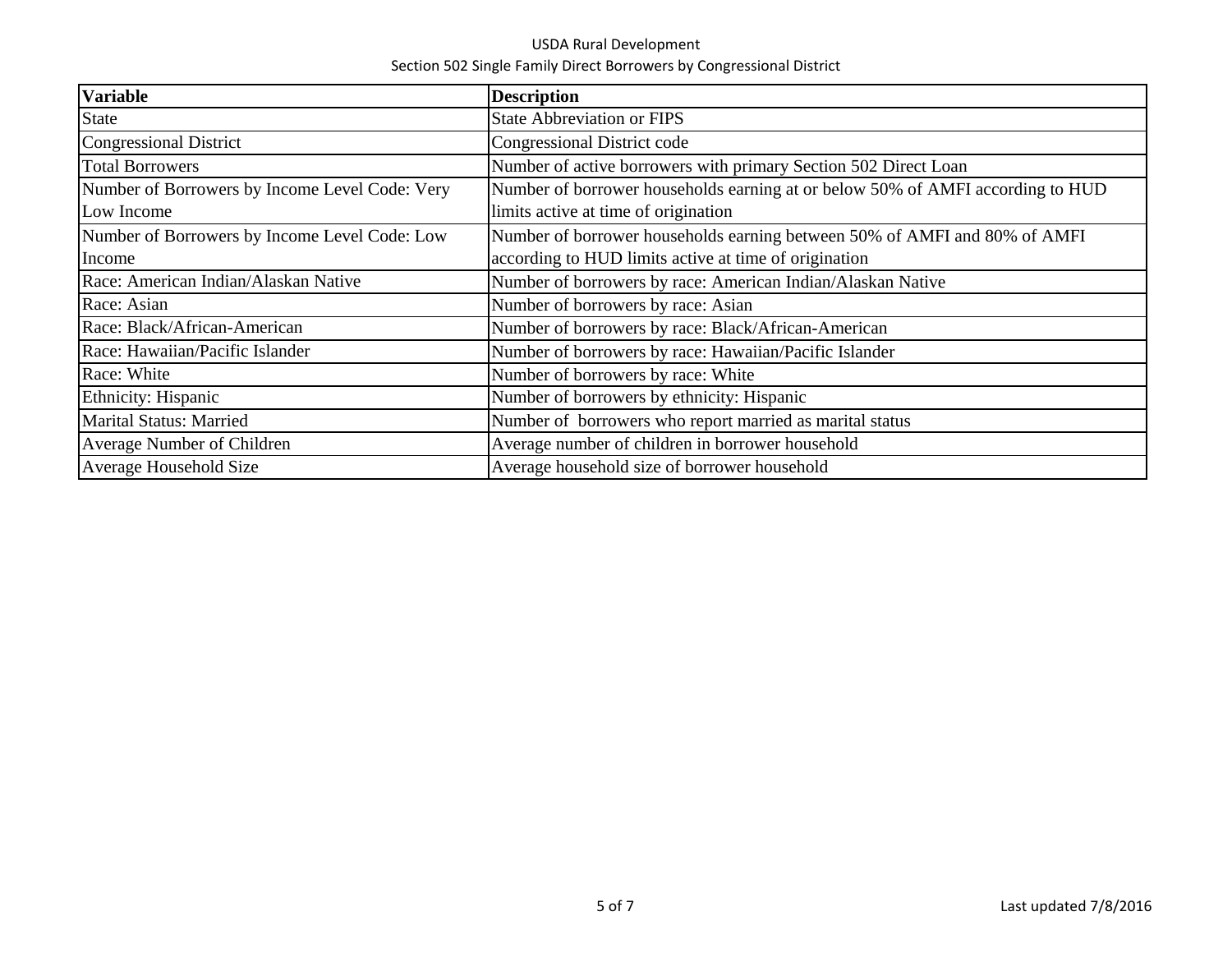USDA Rural Development

Section 502 Single Family Direct Borrowers by Congressional District

| Variable | Description |
|---|---|
| State | State Abbreviation or FIPS |
| Congressional District | Congressional District code |
| Total Borrowers | Number of active borrowers with primary Section 502 Direct Loan |
| Number of Borrowers by Income Level Code: Very Low Income | Number of borrower households earning at or below 50% of AMFI according to HUD limits active at time of origination |
| Number of Borrowers by Income Level Code: Low Income | Number of borrower households earning between 50% of AMFI and 80% of AMFI according to HUD limits active at time of origination |
| Race: American Indian/Alaskan Native | Number of borrowers by race: American Indian/Alaskan Native |
| Race: Asian | Number of borrowers by race: Asian |
| Race: Black/African-American | Number of borrowers by race: Black/African-American |
| Race: Hawaiian/Pacific Islander | Number of borrowers by race: Hawaiian/Pacific Islander |
| Race: White | Number of borrowers by race: White |
| Ethnicity: Hispanic | Number of borrowers by ethnicity: Hispanic |
| Marital Status: Married | Number of borrowers who report married as marital status |
| Average Number of Children | Average number of children in borrower household |
| Average Household Size | Average household size of borrower household |

Last updated 7/8/2016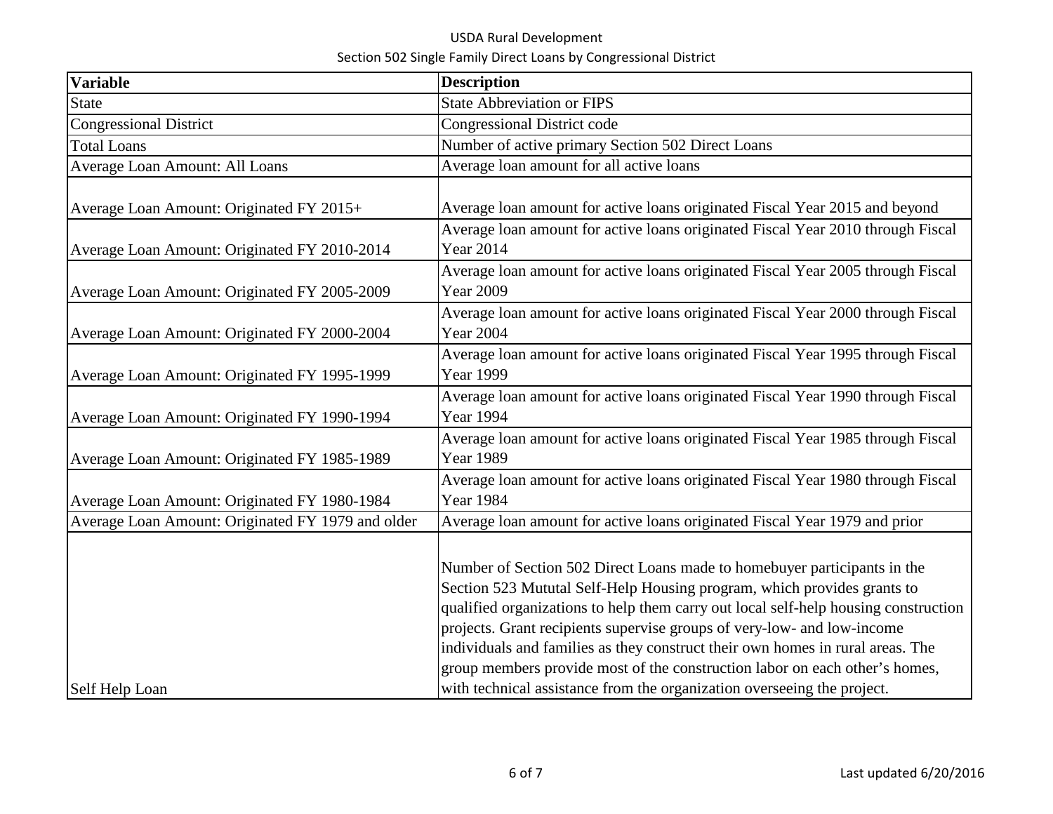| Variable | Description |
|---|---|
| State | State Abbreviation or FIPS |
| Congressional District | Congressional District code |
| Total Loans | Number of active primary Section 502 Direct Loans |
| Average Loan Amount: All Loans | Average loan amount for all active loans |
| Average Loan Amount: Originated FY 2015+ | Average loan amount for active loans originated Fiscal Year 2015 and beyond |
| Average Loan Amount: Originated FY 2010-2014 | Average loan amount for active loans originated Fiscal Year 2010 through Fiscal Year 2014 |
| Average Loan Amount: Originated FY 2005-2009 | Average loan amount for active loans originated Fiscal Year 2005 through Fiscal Year 2009 |
| Average Loan Amount: Originated FY 2000-2004 | Average loan amount for active loans originated Fiscal Year 2000 through Fiscal Year 2004 |
| Average Loan Amount: Originated FY 1995-1999 | Average loan amount for active loans originated Fiscal Year 1995 through Fiscal Year 1999 |
| Average Loan Amount: Originated FY 1990-1994 | Average loan amount for active loans originated Fiscal Year 1990 through Fiscal Year 1994 |
| Average Loan Amount: Originated FY 1985-1989 | Average loan amount for active loans originated Fiscal Year 1985 through Fiscal Year 1989 |
| Average Loan Amount: Originated FY 1980-1984 | Average loan amount for active loans originated Fiscal Year 1980 through Fiscal Year 1984 |
| Average Loan Amount: Originated FY 1979 and older | Average loan amount for active loans originated Fiscal Year 1979 and prior |
| Self Help Loan | Number of Section 502 Direct Loans made to homebuyer participants in the Section 523 Mututal Self-Help Housing program, which provides grants to qualified organizations to help them carry out local self-help housing construction projects. Grant recipients supervise groups of very-low- and low-income individuals and families as they construct their own homes in rural areas. The group members provide most of the construction labor on each other's homes, with technical assistance from the organization overseeing the project. |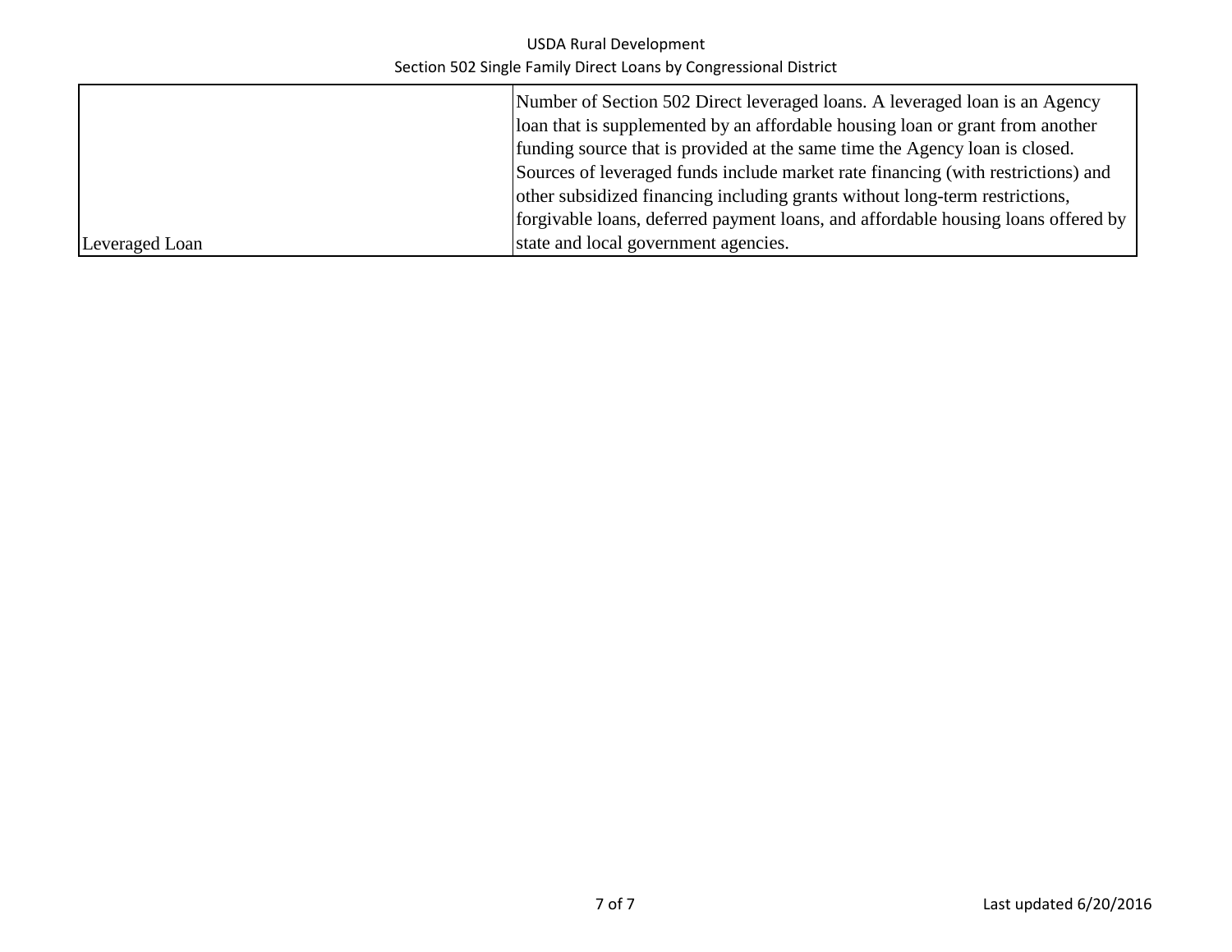| | |
|---|---|
| Leveraged Loan | Number of Section 502 Direct leveraged loans. A leveraged loan is an Agency loan that is supplemented by an affordable housing loan or grant from another funding source that is provided at the same time the Agency loan is closed. Sources of leveraged funds include market rate financing (with restrictions) and other subsidized financing including grants without long-term restrictions, forgivable loans, deferred payment loans, and affordable housing loans offered by state and local government agencies. |